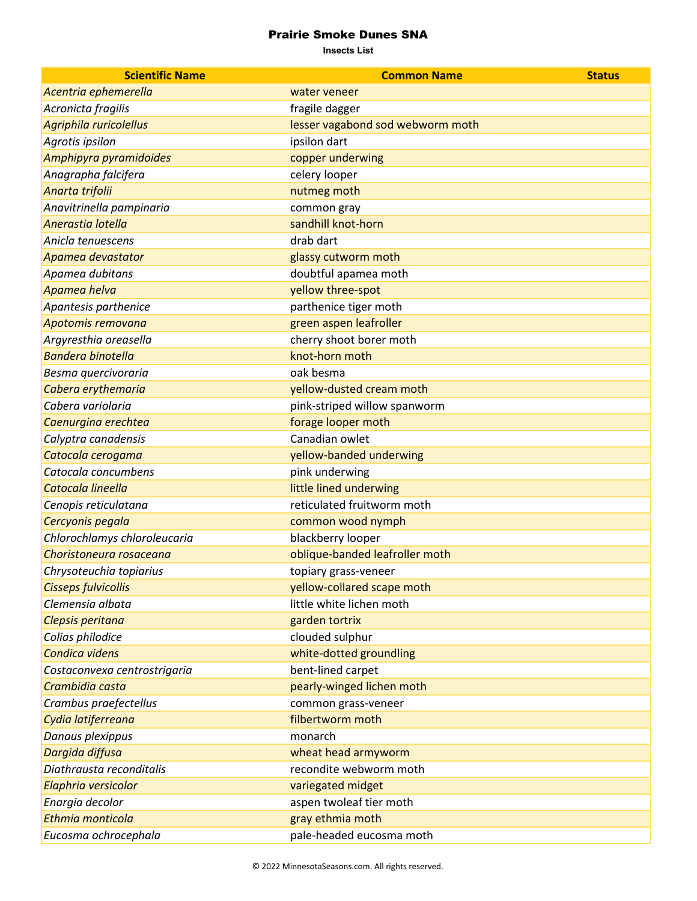# Prairie Smoke Dunes SNA

**Insects List**

| Scientific Name | Common Name | Status |
|---|---|---|
| *Acentria ephemerella* | water veneer | |
| *Acronicta fragilis* | fragile dagger | |
| *Agriphila ruricolellus* | lesser vagabond sod webworm moth | |
| *Agrotis ipsilon* | ipsilon dart | |
| *Amphipyra pyramidoides* | copper underwing | |
| *Anagrapha falcifera* | celery looper | |
| *Anarta trifolii* | nutmeg moth | |
| *Anavitrinella pampinaria* | common gray | |
| *Anerastia lotella* | sandhill knot-horn | |
| *Anicla tenuescens* | drab dart | |
| *Apamea devastator* | glassy cutworm moth | |
| *Apamea dubitans* | doubtful apamea moth | |
| *Apamea helva* | yellow three-spot | |
| *Apantesis parthenice* | parthenice tiger moth | |
| *Apotomis removana* | green aspen leafroller | |
| *Argyresthia oreasella* | cherry shoot borer moth | |
| *Bandera binotella* | knot-horn moth | |
| *Besma quercivoraria* | oak besma | |
| *Cabera erythemaria* | yellow-dusted cream moth | |
| *Cabera variolaria* | pink-striped willow spanworm | |
| *Caenurgina erechtea* | forage looper moth | |
| *Calyptra canadensis* | Canadian owlet | |
| *Catocala cerogama* | yellow-banded underwing | |
| *Catocala concumbens* | pink underwing | |
| *Catocala lineella* | little lined underwing | |
| *Cenopis reticulatana* | reticulated fruitworm moth | |
| *Cercyonis pegala* | common wood nymph | |
| *Chlorochlamys chloroleucaria* | blackberry looper | |
| *Choristoneura rosaceana* | oblique-banded leafroller moth | |
| *Chrysoteuchia topiarius* | topiary grass-veneer | |
| *Cisseps fulvicollis* | yellow-collared scape moth | |
| *Clemensia albata* | little white lichen moth | |
| *Clepsis peritana* | garden tortrix | |
| *Colias philodice* | clouded sulphur | |
| *Condica videns* | white-dotted groundling | |
| *Costaconvexa centrostrigaria* | bent-lined carpet | |
| *Crambidia casta* | pearly-winged lichen moth | |
| *Crambus praefectellus* | common grass-veneer | |
| *Cydia latiferreana* | filbertworm moth | |
| *Danaus plexippus* | monarch | |
| *Dargida diffusa* | wheat head armyworm | |
| *Diathrausta reconditalis* | recondite webworm moth | |
| *Elaphria versicolor* | variegated midget | |
| *Enargia decolor* | aspen twoleaf tier moth | |
| *Ethmia monticola* | gray ethmia moth | |
| *Eucosma ochrocephala* | pale-headed eucosma moth | |

© 2022 MinnesotaSeasons.com. All rights reserved.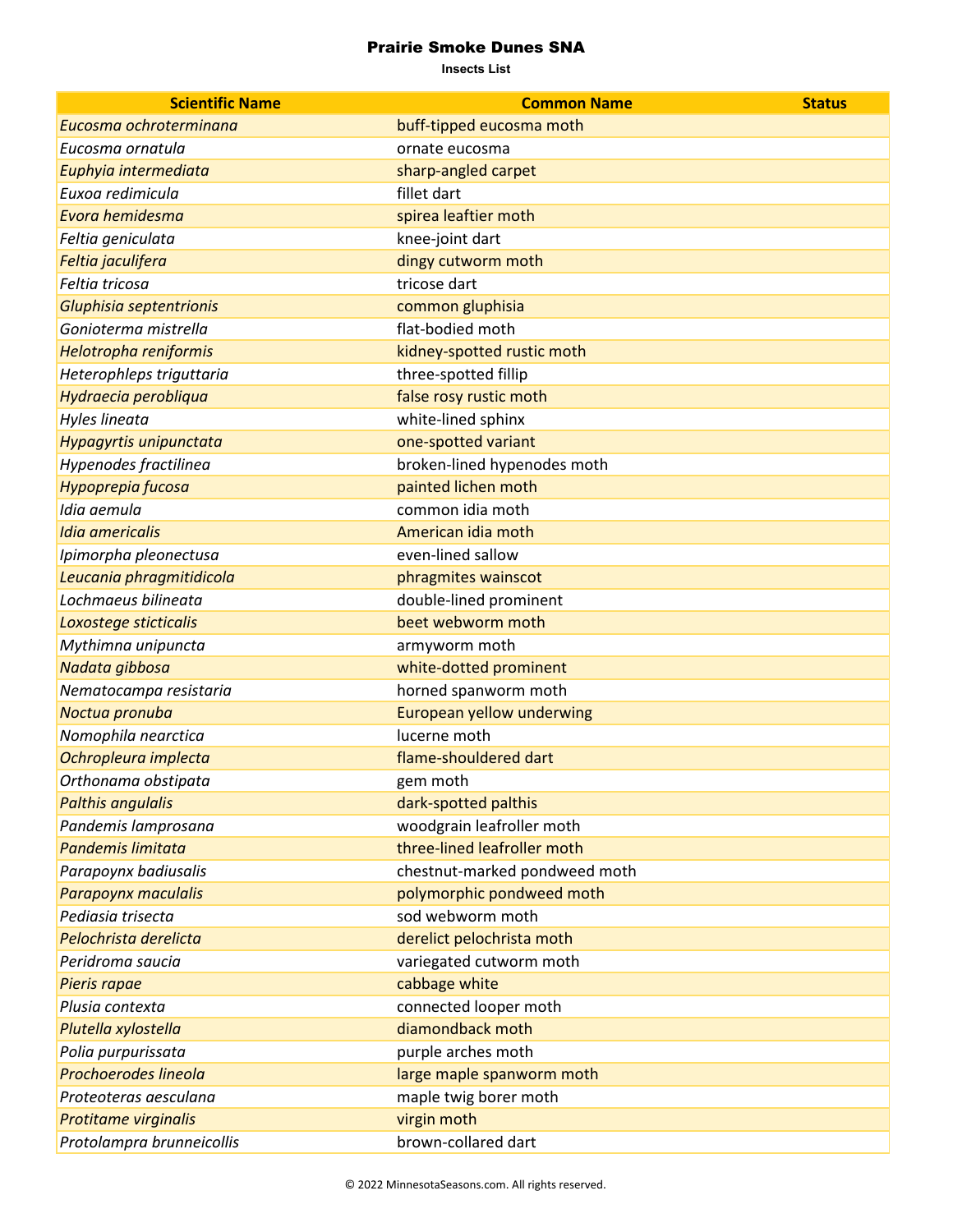# Prairie Smoke Dunes SNA

**Insects List**

| Scientific Name | Common Name | Status |
|---|---|---|
| *Eucosma ochroterminana* | buff-tipped eucosma moth | |
| *Eucosma ornatula* | ornate eucosma | |
| *Euphyia intermediata* | sharp-angled carpet | |
| *Euxoa redimicula* | fillet dart | |
| *Evora hemidesma* | spirea leaftier moth | |
| *Feltia geniculata* | knee-joint dart | |
| *Feltia jaculifera* | dingy cutworm moth | |
| *Feltia tricosa* | tricose dart | |
| *Gluphisia septentrionis* | common gluphisia | |
| *Gonioterma mistrella* | flat-bodied moth | |
| *Helotropha reniformis* | kidney-spotted rustic moth | |
| *Heterophleps triguttaria* | three-spotted fillip | |
| *Hydraecia perobliqua* | false rosy rustic moth | |
| *Hyles lineata* | white-lined sphinx | |
| *Hypagyrtis unipunctata* | one-spotted variant | |
| *Hypenodes fractilinea* | broken-lined hypenodes moth | |
| *Hypoprepia fucosa* | painted lichen moth | |
| *Idia aemula* | common idia moth | |
| *Idia americalis* | American idia moth | |
| *Ipimorpha pleonectusa* | even-lined sallow | |
| *Leucania phragmitidicola* | phragmites wainscot | |
| *Lochmaeus bilineata* | double-lined prominent | |
| *Loxostege sticticalis* | beet webworm moth | |
| *Mythimna unipuncta* | armyworm moth | |
| *Nadata gibbosa* | white-dotted prominent | |
| *Nematocampa resistaria* | horned spanworm moth | |
| *Noctua pronuba* | European yellow underwing | |
| *Nomophila nearctica* | lucerne moth | |
| *Ochropleura implecta* | flame-shouldered dart | |
| *Orthonama obstipata* | gem moth | |
| *Palthis angulalis* | dark-spotted palthis | |
| *Pandemis lamprosana* | woodgrain leafroller moth | |
| *Pandemis limitata* | three-lined leafroller moth | |
| *Parapoynx badiusalis* | chestnut-marked pondweed moth | |
| *Parapoynx maculalis* | polymorphic pondweed moth | |
| *Pediasia trisecta* | sod webworm moth | |
| *Pelochrista derelicta* | derelict pelochrista moth | |
| *Peridroma saucia* | variegated cutworm moth | |
| *Pieris rapae* | cabbage white | |
| *Plusia contexta* | connected looper moth | |
| *Plutella xylostella* | diamondback moth | |
| *Polia purpurissata* | purple arches moth | |
| *Prochoerodes lineola* | large maple spanworm moth | |
| *Proteoteras aesculana* | maple twig borer moth | |
| *Protitame virginalis* | virgin moth | |
| *Protolampra brunneicollis* | brown-collared dart | |

© 2022 MinnesotaSeasons.com. All rights reserved.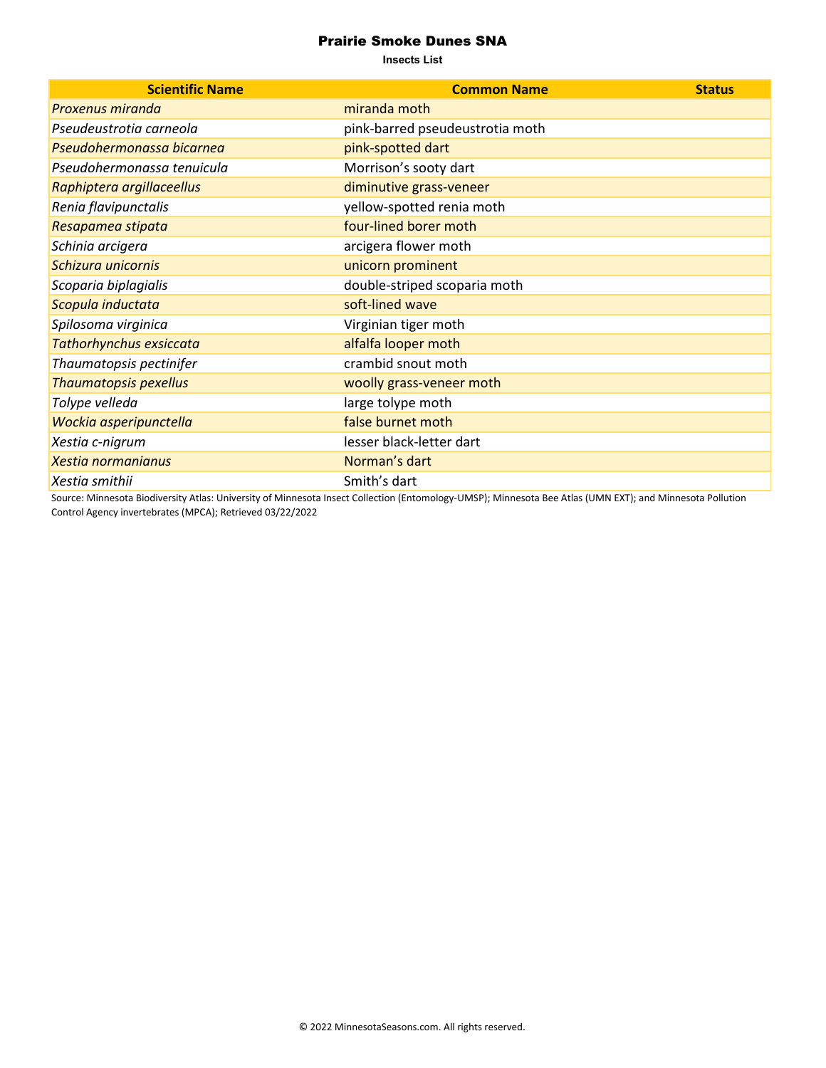# Prairie Smoke Dunes SNA

**Insects List**

| Scientific Name | Common Name | Status |
|---|---|---|
| *Proxenus miranda* | miranda moth | |
| *Pseudeustrotia carneola* | pink-barred pseudeustrotia moth | |
| *Pseudohermonassa bicarnea* | pink-spotted dart | |
| *Pseudohermonassa tenuicula* | Morrison's sooty dart | |
| *Raphiptera argillaceellus* | diminutive grass-veneer | |
| *Renia flavipunctalis* | yellow-spotted renia moth | |
| *Resapamea stipata* | four-lined borer moth | |
| *Schinia arcigera* | arcigera flower moth | |
| *Schizura unicornis* | unicorn prominent | |
| *Scoparia biplagialis* | double-striped scoparia moth | |
| *Scopula inductata* | soft-lined wave | |
| *Spilosoma virginica* | Virginian tiger moth | |
| *Tathorhynchus exsiccata* | alfalfa looper moth | |
| *Thaumatopsis pectinifer* | crambid snout moth | |
| *Thaumatopsis pexellus* | woolly grass-veneer moth | |
| *Tolype velleda* | large tolype moth | |
| *Wockia asperipunctella* | false burnet moth | |
| *Xestia c-nigrum* | lesser black-letter dart | |
| *Xestia normanianus* | Norman's dart | |
| *Xestia smithii* | Smith's dart | |

Source: Minnesota Biodiversity Atlas: University of Minnesota Insect Collection (Entomology-UMSP); Minnesota Bee Atlas (UMN EXT); and Minnesota Pollution Control Agency invertebrates (MPCA); Retrieved 03/22/2022

© 2022 MinnesotaSeasons.com. All rights reserved.